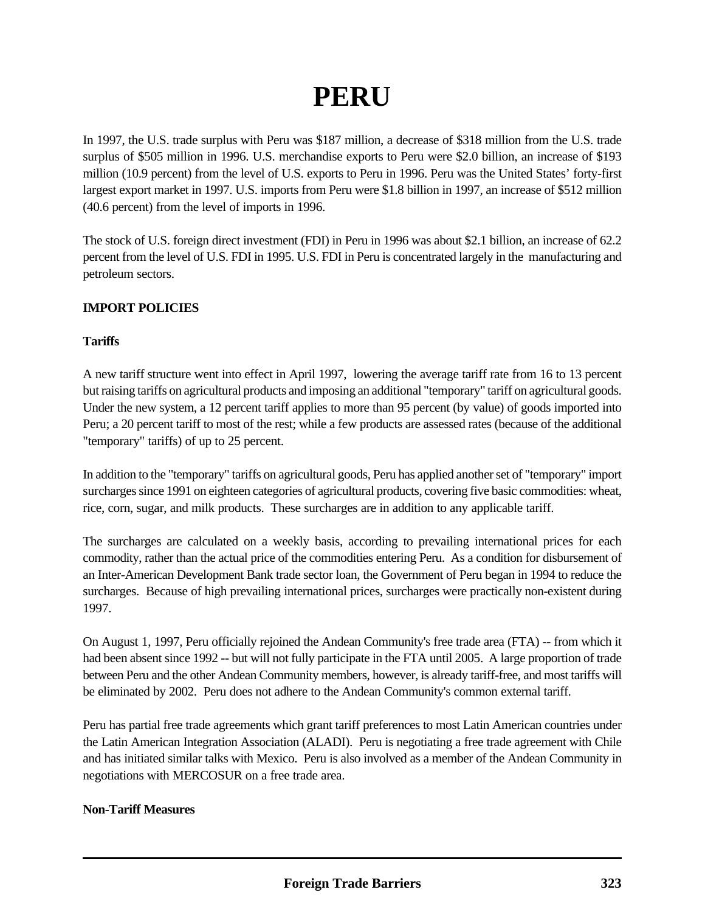# PERU

In 1997, the U.S. trade surplus with Peru was $187 million, a decrease of $318 million from the U.S. trade surplus of $505 million in 1996. U.S. merchandise exports to Peru were $2.0 billion, an increase of $193 million (10.9 percent) from the level of U.S. exports to Peru in 1996. Peru was the United States' forty-first largest export market in 1997. U.S. imports from Peru were $1.8 billion in 1997, an increase of $512 million (40.6 percent) from the level of imports in 1996.

The stock of U.S. foreign direct investment (FDI) in Peru in 1996 was about $2.1 billion, an increase of 62.2 percent from the level of U.S. FDI in 1995. U.S. FDI in Peru is concentrated largely in the manufacturing and petroleum sectors.

## IMPORT POLICIES

### Tariffs

A new tariff structure went into effect in April 1997, lowering the average tariff rate from 16 to 13 percent but raising tariffs on agricultural products and imposing an additional "temporary" tariff on agricultural goods. Under the new system, a 12 percent tariff applies to more than 95 percent (by value) of goods imported into Peru; a 20 percent tariff to most of the rest; while a few products are assessed rates (because of the additional "temporary" tariffs) of up to 25 percent.

In addition to the "temporary" tariffs on agricultural goods, Peru has applied another set of "temporary" import surcharges since 1991 on eighteen categories of agricultural products, covering five basic commodities: wheat, rice, corn, sugar, and milk products. These surcharges are in addition to any applicable tariff.

The surcharges are calculated on a weekly basis, according to prevailing international prices for each commodity, rather than the actual price of the commodities entering Peru. As a condition for disbursement of an Inter-American Development Bank trade sector loan, the Government of Peru began in 1994 to reduce the surcharges. Because of high prevailing international prices, surcharges were practically non-existent during 1997.

On August 1, 1997, Peru officially rejoined the Andean Community's free trade area (FTA) -- from which it had been absent since 1992 -- but will not fully participate in the FTA until 2005. A large proportion of trade between Peru and the other Andean Community members, however, is already tariff-free, and most tariffs will be eliminated by 2002. Peru does not adhere to the Andean Community's common external tariff.

Peru has partial free trade agreements which grant tariff preferences to most Latin American countries under the Latin American Integration Association (ALADI). Peru is negotiating a free trade agreement with Chile and has initiated similar talks with Mexico. Peru is also involved as a member of the Andean Community in negotiations with MERCOSUR on a free trade area.

### Non-Tariff Measures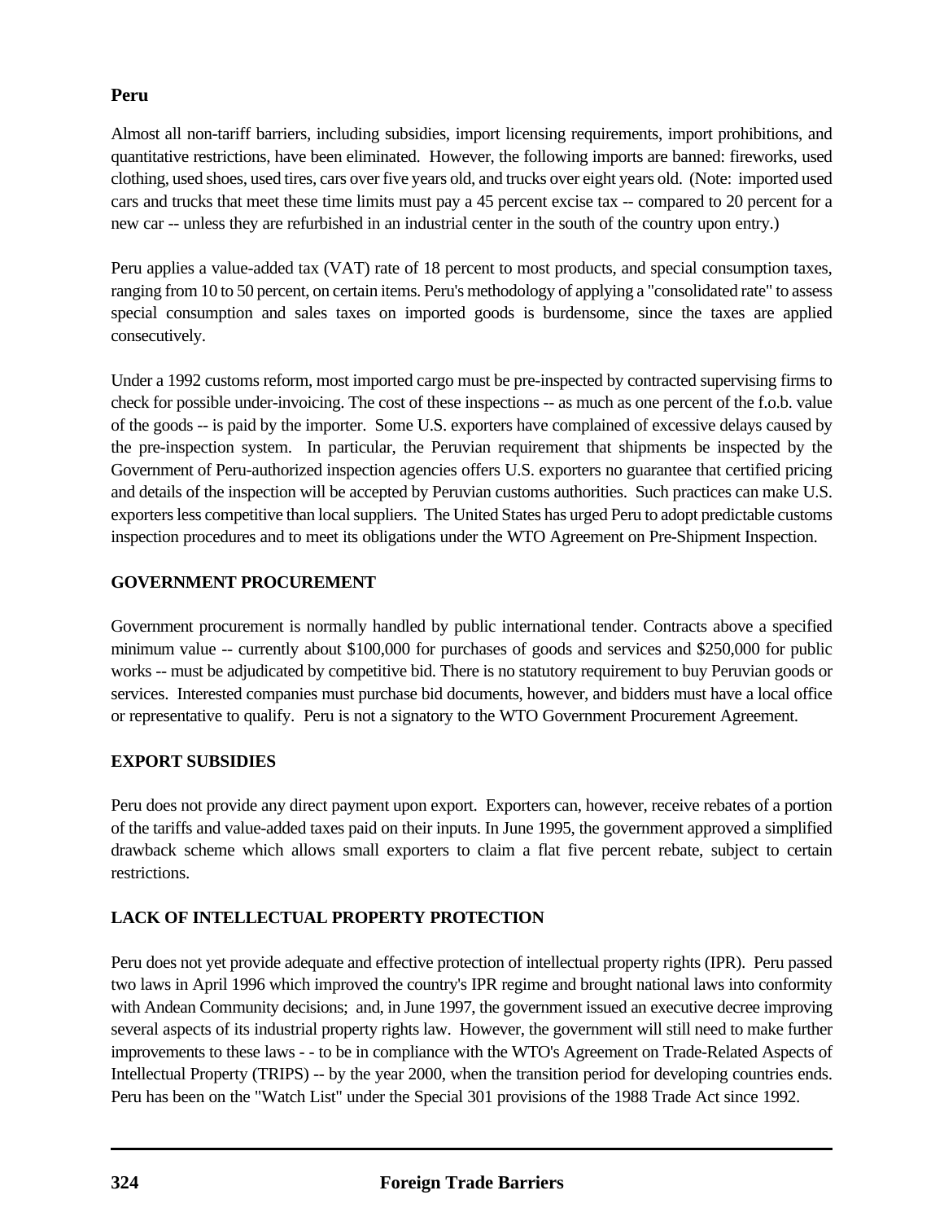**Peru**

Almost all non-tariff barriers, including subsidies, import licensing requirements, import prohibitions, and quantitative restrictions, have been eliminated. However, the following imports are banned: fireworks, used clothing, used shoes, used tires, cars over five years old, and trucks over eight years old. (Note: imported used cars and trucks that meet these time limits must pay a 45 percent excise tax -- compared to 20 percent for a new car -- unless they are refurbished in an industrial center in the south of the country upon entry.)

Peru applies a value-added tax (VAT) rate of 18 percent to most products, and special consumption taxes, ranging from 10 to 50 percent, on certain items. Peru's methodology of applying a "consolidated rate" to assess special consumption and sales taxes on imported goods is burdensome, since the taxes are applied consecutively.

Under a 1992 customs reform, most imported cargo must be pre-inspected by contracted supervising firms to check for possible under-invoicing. The cost of these inspections -- as much as one percent of the f.o.b. value of the goods -- is paid by the importer. Some U.S. exporters have complained of excessive delays caused by the pre-inspection system. In particular, the Peruvian requirement that shipments be inspected by the Government of Peru-authorized inspection agencies offers U.S. exporters no guarantee that certified pricing and details of the inspection will be accepted by Peruvian customs authorities. Such practices can make U.S. exporters less competitive than local suppliers. The United States has urged Peru to adopt predictable customs inspection procedures and to meet its obligations under the WTO Agreement on Pre-Shipment Inspection.

**GOVERNMENT PROCUREMENT**

Government procurement is normally handled by public international tender. Contracts above a specified minimum value -- currently about $100,000 for purchases of goods and services and $250,000 for public works -- must be adjudicated by competitive bid. There is no statutory requirement to buy Peruvian goods or services. Interested companies must purchase bid documents, however, and bidders must have a local office or representative to qualify. Peru is not a signatory to the WTO Government Procurement Agreement.

**EXPORT SUBSIDIES**

Peru does not provide any direct payment upon export. Exporters can, however, receive rebates of a portion of the tariffs and value-added taxes paid on their inputs. In June 1995, the government approved a simplified drawback scheme which allows small exporters to claim a flat five percent rebate, subject to certain restrictions.

**LACK OF INTELLECTUAL PROPERTY PROTECTION**

Peru does not yet provide adequate and effective protection of intellectual property rights (IPR). Peru passed two laws in April 1996 which improved the country's IPR regime and brought national laws into conformity with Andean Community decisions; and, in June 1997, the government issued an executive decree improving several aspects of its industrial property rights law. However, the government will still need to make further improvements to these laws - - to be in compliance with the WTO's Agreement on Trade-Related Aspects of Intellectual Property (TRIPS) -- by the year 2000, when the transition period for developing countries ends. Peru has been on the "Watch List" under the Special 301 provisions of the 1988 Trade Act since 1992.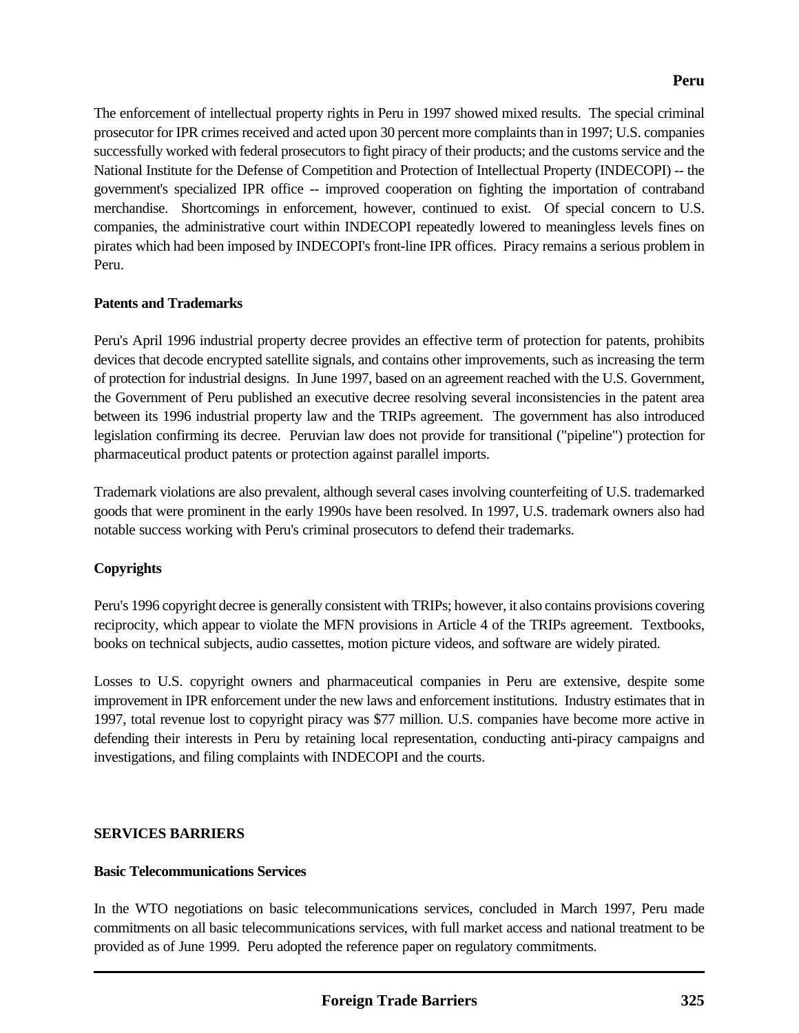The enforcement of intellectual property rights in Peru in 1997 showed mixed results. The special criminal prosecutor for IPR crimes received and acted upon 30 percent more complaints than in 1997; U.S. companies successfully worked with federal prosecutors to fight piracy of their products; and the customs service and the National Institute for the Defense of Competition and Protection of Intellectual Property (INDECOPI) -- the government's specialized IPR office -- improved cooperation on fighting the importation of contraband merchandise. Shortcomings in enforcement, however, continued to exist. Of special concern to U.S. companies, the administrative court within INDECOPI repeatedly lowered to meaningless levels fines on pirates which had been imposed by INDECOPI's front-line IPR offices. Piracy remains a serious problem in Peru.

### Patents and Trademarks

Peru's April 1996 industrial property decree provides an effective term of protection for patents, prohibits devices that decode encrypted satellite signals, and contains other improvements, such as increasing the term of protection for industrial designs. In June 1997, based on an agreement reached with the U.S. Government, the Government of Peru published an executive decree resolving several inconsistencies in the patent area between its 1996 industrial property law and the TRIPs agreement. The government has also introduced legislation confirming its decree. Peruvian law does not provide for transitional ("pipeline") protection for pharmaceutical product patents or protection against parallel imports.

Trademark violations are also prevalent, although several cases involving counterfeiting of U.S. trademarked goods that were prominent in the early 1990s have been resolved. In 1997, U.S. trademark owners also had notable success working with Peru's criminal prosecutors to defend their trademarks.

### Copyrights

Peru's 1996 copyright decree is generally consistent with TRIPs; however, it also contains provisions covering reciprocity, which appear to violate the MFN provisions in Article 4 of the TRIPs agreement. Textbooks, books on technical subjects, audio cassettes, motion picture videos, and software are widely pirated.

Losses to U.S. copyright owners and pharmaceutical companies in Peru are extensive, despite some improvement in IPR enforcement under the new laws and enforcement institutions. Industry estimates that in 1997, total revenue lost to copyright piracy was $77 million. U.S. companies have become more active in defending their interests in Peru by retaining local representation, conducting anti-piracy campaigns and investigations, and filing complaints with INDECOPI and the courts.

## SERVICES BARRIERS

### Basic Telecommunications Services

In the WTO negotiations on basic telecommunications services, concluded in March 1997, Peru made commitments on all basic telecommunications services, with full market access and national treatment to be provided as of June 1999. Peru adopted the reference paper on regulatory commitments.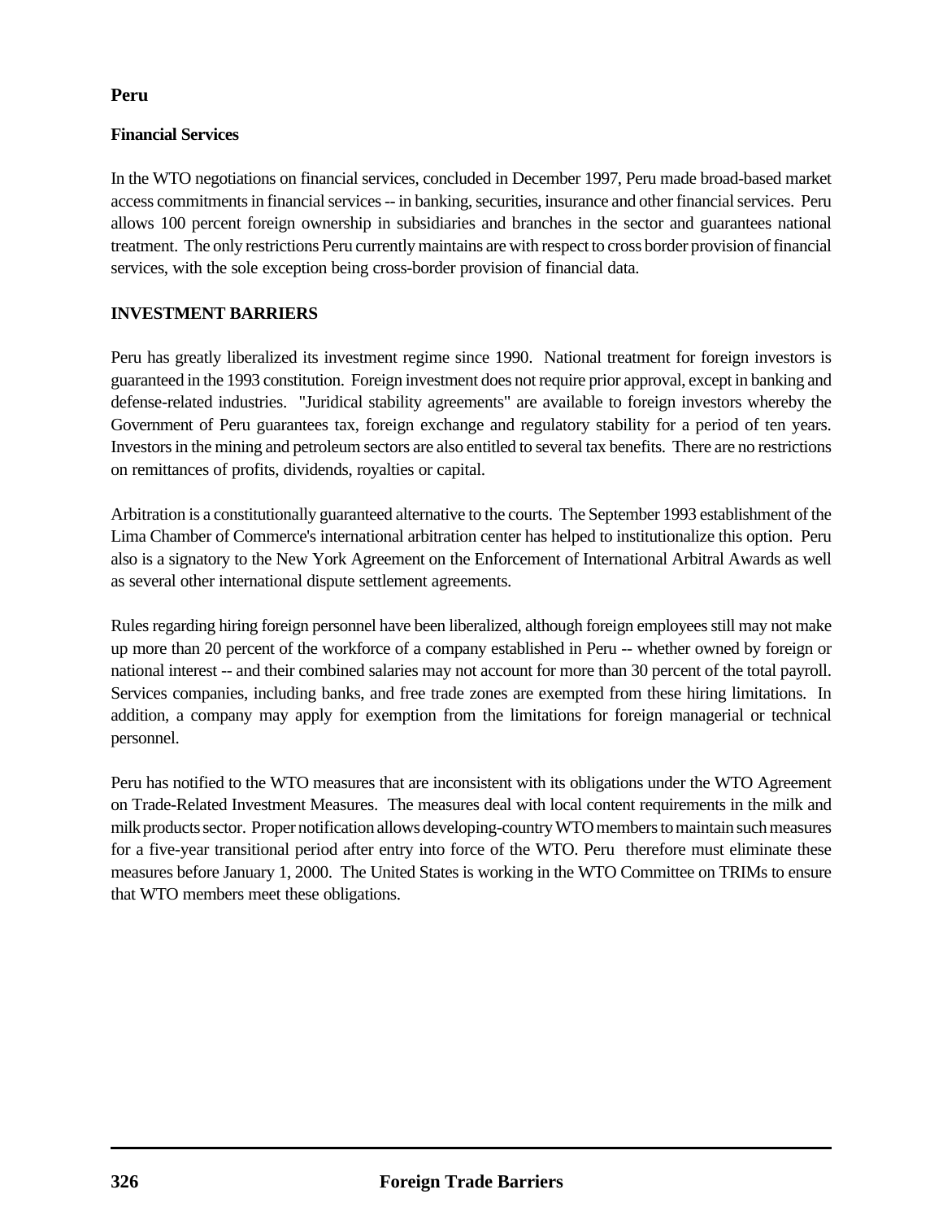**Peru**

**Financial Services**

In the WTO negotiations on financial services, concluded in December 1997, Peru made broad-based market access commitments in financial services -- in banking, securities, insurance and other financial services. Peru allows 100 percent foreign ownership in subsidiaries and branches in the sector and guarantees national treatment. The only restrictions Peru currently maintains are with respect to cross border provision of financial services, with the sole exception being cross-border provision of financial data.

## INVESTMENT BARRIERS

Peru has greatly liberalized its investment regime since 1990. National treatment for foreign investors is guaranteed in the 1993 constitution. Foreign investment does not require prior approval, except in banking and defense-related industries. "Juridical stability agreements" are available to foreign investors whereby the Government of Peru guarantees tax, foreign exchange and regulatory stability for a period of ten years. Investors in the mining and petroleum sectors are also entitled to several tax benefits. There are no restrictions on remittances of profits, dividends, royalties or capital.

Arbitration is a constitutionally guaranteed alternative to the courts. The September 1993 establishment of the Lima Chamber of Commerce's international arbitration center has helped to institutionalize this option. Peru also is a signatory to the New York Agreement on the Enforcement of International Arbitral Awards as well as several other international dispute settlement agreements.

Rules regarding hiring foreign personnel have been liberalized, although foreign employees still may not make up more than 20 percent of the workforce of a company established in Peru -- whether owned by foreign or national interest -- and their combined salaries may not account for more than 30 percent of the total payroll. Services companies, including banks, and free trade zones are exempted from these hiring limitations. In addition, a company may apply for exemption from the limitations for foreign managerial or technical personnel.

Peru has notified to the WTO measures that are inconsistent with its obligations under the WTO Agreement on Trade-Related Investment Measures. The measures deal with local content requirements in the milk and milk products sector. Proper notification allows developing-country WTO members to maintain such measures for a five-year transitional period after entry into force of the WTO. Peru therefore must eliminate these measures before January 1, 2000. The United States is working in the WTO Committee on TRIMs to ensure that WTO members meet these obligations.